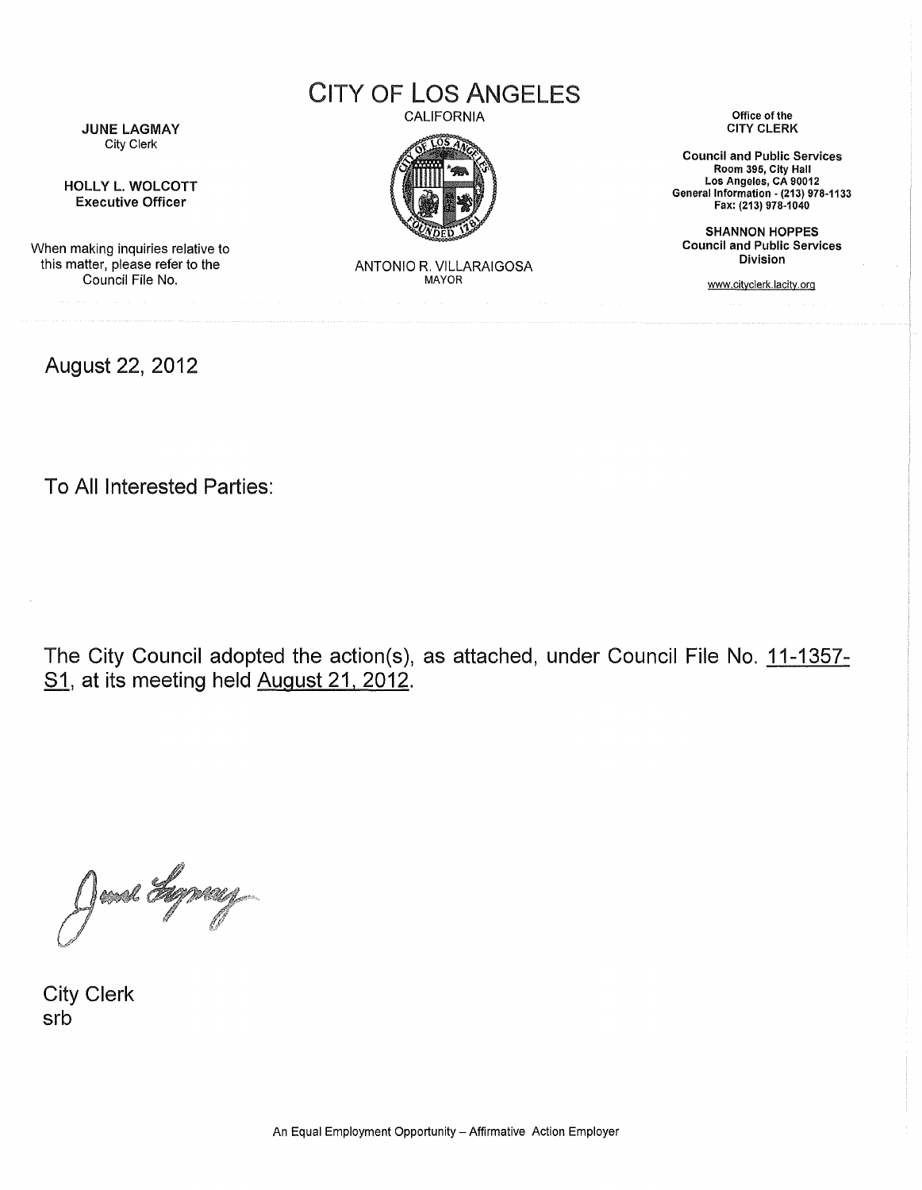JUNE LAGMAY
City Clerk

HOLLY L. WOLCOTT
Executive Officer

When making inquiries relative to this matter, please refer to the Council File No.

# CITY OF LOS ANGELES

CALIFORNIA

ANTONIO R. VILLARAIGOSA
MAYOR

Office of the
CITY CLERK

Council and Public Services
Room 395, City Hall
Los Angeles, CA 90012
General Information - (213) 978-1133
Fax: (213) 978-1040

SHANNON HOPPES
Council and Public Services Division

www.cityclerk.lacity.org

August 22, 2012

To All Interested Parties:

The City Council adopted the action(s), as attached, under Council File No. 11-1357-S1, at its meeting held August 21, 2012.

City Clerk
srb

An Equal Employment Opportunity – Affirmative Action Employer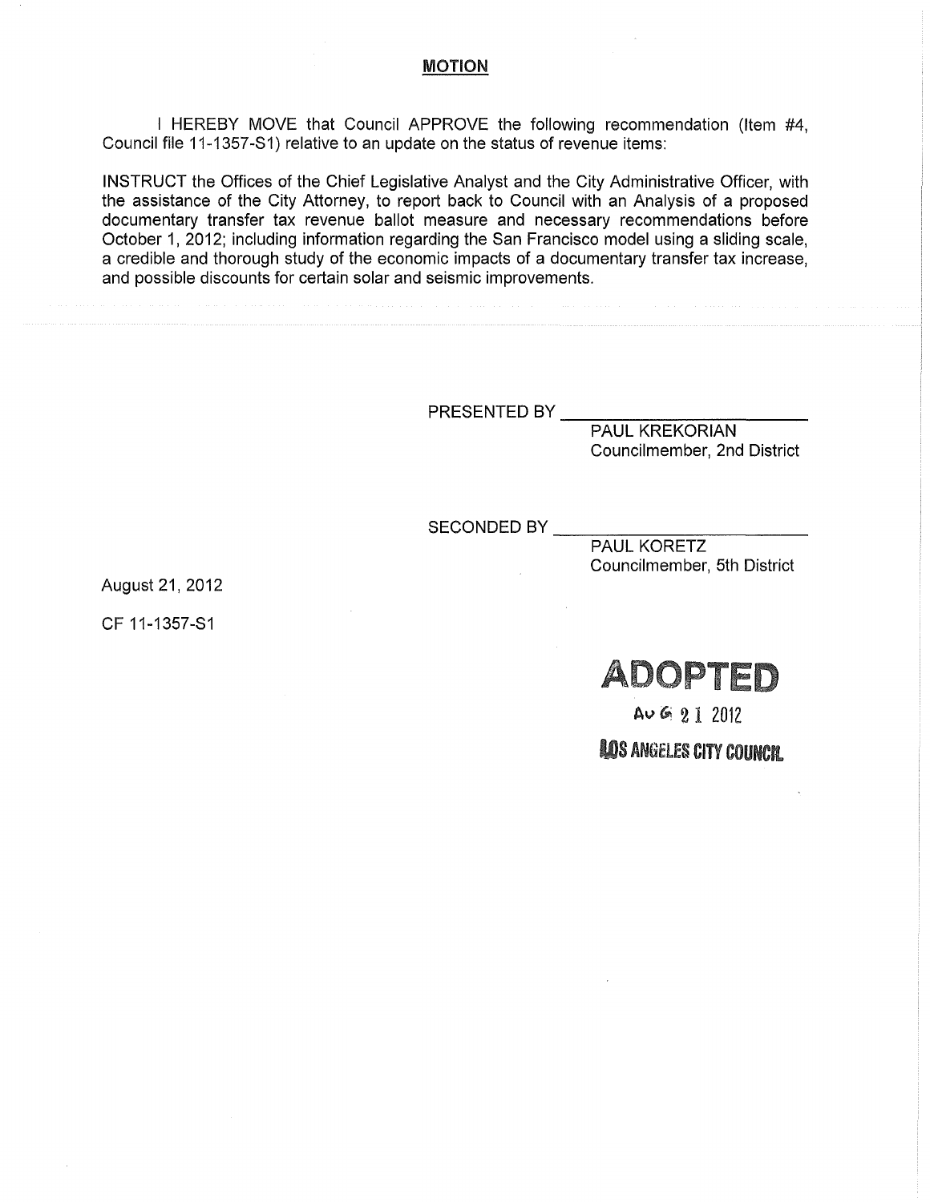## MOTION

I HEREBY MOVE that Council APPROVE the following recommendation (Item #4, Council file 11-1357-S1) relative to an update on the status of revenue items:

INSTRUCT the Offices of the Chief Legislative Analyst and the City Administrative Officer, with the assistance of the City Attorney, to report back to Council with an Analysis of a proposed documentary transfer tax revenue ballot measure and necessary recommendations before October 1, 2012; including information regarding the San Francisco model using a sliding scale, a credible and thorough study of the economic impacts of a documentary transfer tax increase, and possible discounts for certain solar and seismic improvements.

PRESENTED BY ______________________
PAUL KREKORIAN
Councilmember, 2nd District

SECONDED BY ______________________
PAUL KORETZ
Councilmember, 5th District

August 21, 2012

CF 11-1357-S1

**ADOPTED**

AUG 21 2012

LOS ANGELES CITY COUNCIL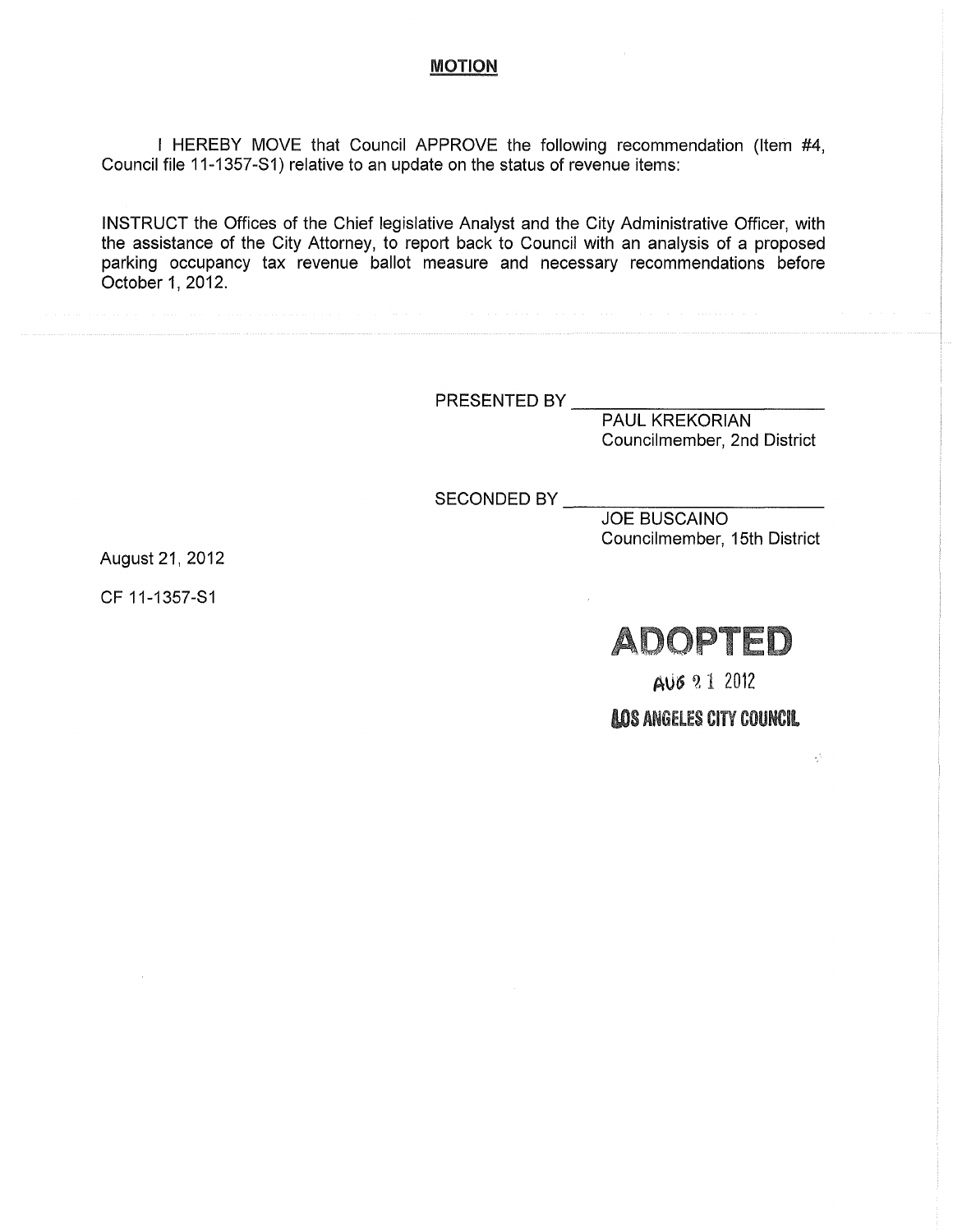# MOTION

I HEREBY MOVE that Council APPROVE the following recommendation (Item #4, Council file 11-1357-S1) relative to an update on the status of revenue items:

INSTRUCT the Offices of the Chief legislative Analyst and the City Administrative Officer, with the assistance of the City Attorney, to report back to Council with an analysis of a proposed parking occupancy tax revenue ballot measure and necessary recommendations before October 1, 2012.

PRESENTED BY ________________________
PAUL KREKORIAN
Councilmember, 2nd District

SECONDED BY ________________________
JOE BUSCAINO
Councilmember, 15th District

August 21, 2012

CF 11-1357-S1

**ADOPTED**

AUG 21 2012

**LOS ANGELES CITY COUNCIL**